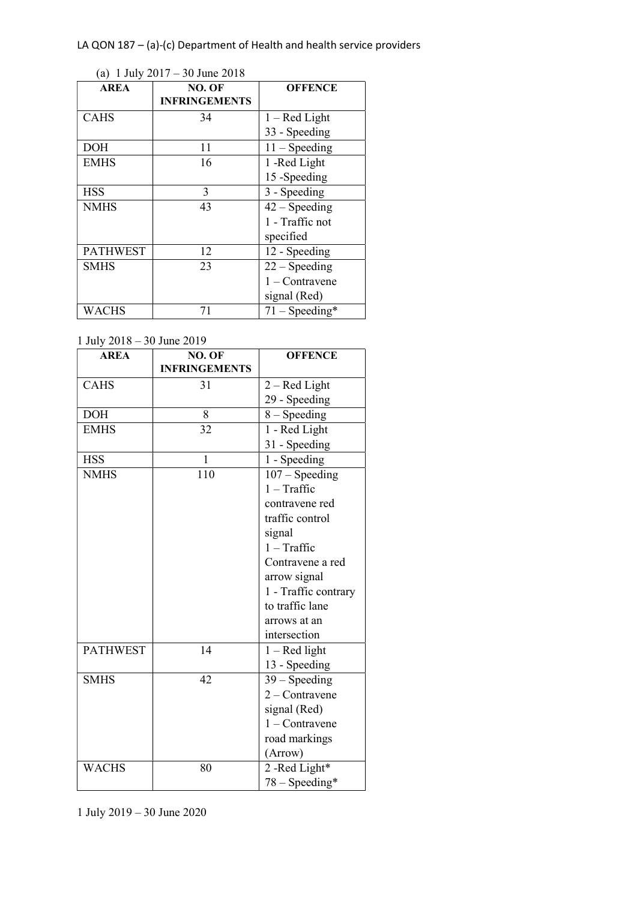LA QON 187 – (a)-(c) Department of Health and health service providers

(a) 1 July 2017 – 30 June 2018

| AREA | NO. OF INFRINGEMENTS | OFFENCE |
|---|---|---|
| CAHS | 34 | 1 – Red Light<br>33 - Speeding |
| DOH | 11 | 11 – Speeding |
| EMHS | 16 | 1 -Red Light<br>15 -Speeding |
| HSS | 3 | 3 - Speeding |
| NMHS | 43 | 42 – Speeding<br>1 - Traffic not specified |
| PATHWEST | 12 | 12 - Speeding |
| SMHS | 23 | 22 – Speeding<br>1 – Contravene signal (Red) |
| WACHS | 71 | 71 – Speeding* |

1 July 2018 – 30 June 2019

| AREA | NO. OF INFRINGEMENTS | OFFENCE |
|---|---|---|
| CAHS | 31 | 2 – Red Light<br>29 - Speeding |
| DOH | 8 | 8 – Speeding |
| EMHS | 32 | 1 - Red Light<br>31 - Speeding |
| HSS | 1 | 1 - Speeding |
| NMHS | 110 | 107 – Speeding<br>1 – Traffic contravene red traffic control signal<br>1 – Traffic Contravene a red arrow signal<br>1 - Traffic contrary to traffic lane arrows at an intersection |
| PATHWEST | 14 | 1 – Red light<br>13 - Speeding |
| SMHS | 42 | 39 – Speeding<br>2 – Contravene signal (Red)<br>1 – Contravene road markings (Arrow) |
| WACHS | 80 | 2 -Red Light*<br>78 – Speeding* |

1 July 2019 – 30 June 2020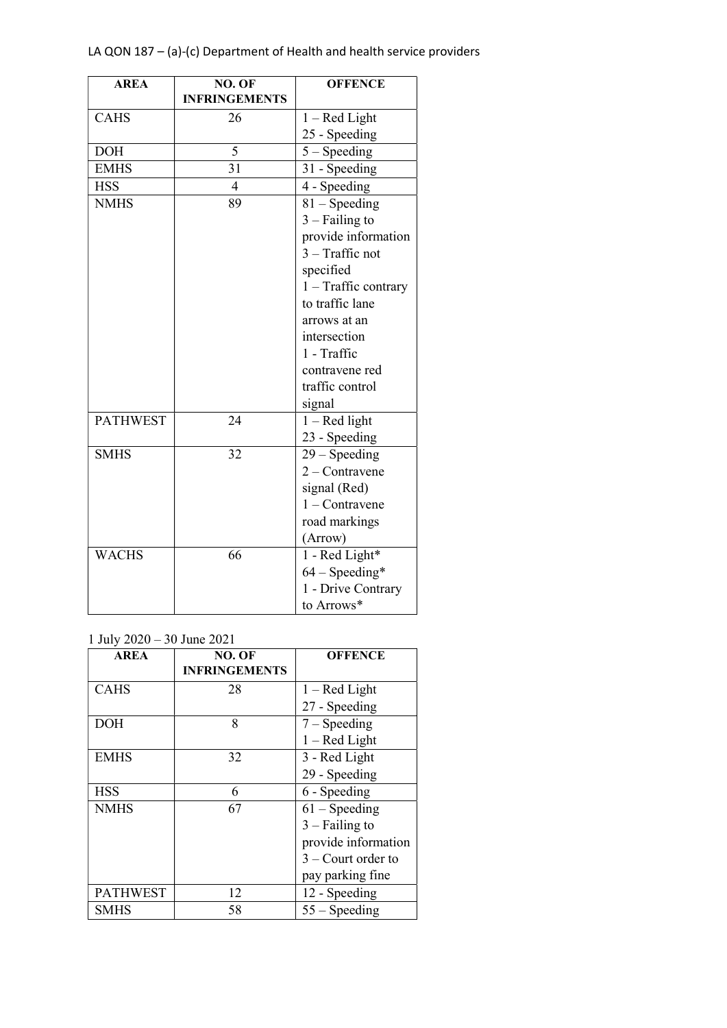LA QON 187 – (a)-(c) Department of Health and health service providers

| AREA | NO. OF INFRINGEMENTS | OFFENCE |
|---|---|---|
| CAHS | 26 | 1 – Red Light<br>25 - Speeding |
| DOH | 5 | 5 – Speeding |
| EMHS | 31 | 31 - Speeding |
| HSS | 4 | 4 - Speeding |
| NMHS | 89 | 81 – Speeding<br>3 – Failing to provide information<br>3 – Traffic not specified<br>1 – Traffic contrary to traffic lane arrows at an intersection<br>1 - Traffic contravene red traffic control signal |
| PATHWEST | 24 | 1 – Red light<br>23 - Speeding |
| SMHS | 32 | 29 – Speeding<br>2 – Contravene signal (Red)<br>1 – Contravene road markings (Arrow) |
| WACHS | 66 | 1 - Red Light*<br>64 – Speeding*<br>1 - Drive Contrary to Arrows* |

1 July 2020 – 30 June 2021

| AREA | NO. OF INFRINGEMENTS | OFFENCE |
|---|---|---|
| CAHS | 28 | 1 – Red Light<br>27 - Speeding |
| DOH | 8 | 7 – Speeding<br>1 – Red Light |
| EMHS | 32 | 3 - Red Light<br>29 - Speeding |
| HSS | 6 | 6 - Speeding |
| NMHS | 67 | 61 – Speeding<br>3 – Failing to provide information<br>3 – Court order to pay parking fine |
| PATHWEST | 12 | 12 - Speeding |
| SMHS | 58 | 55 – Speeding |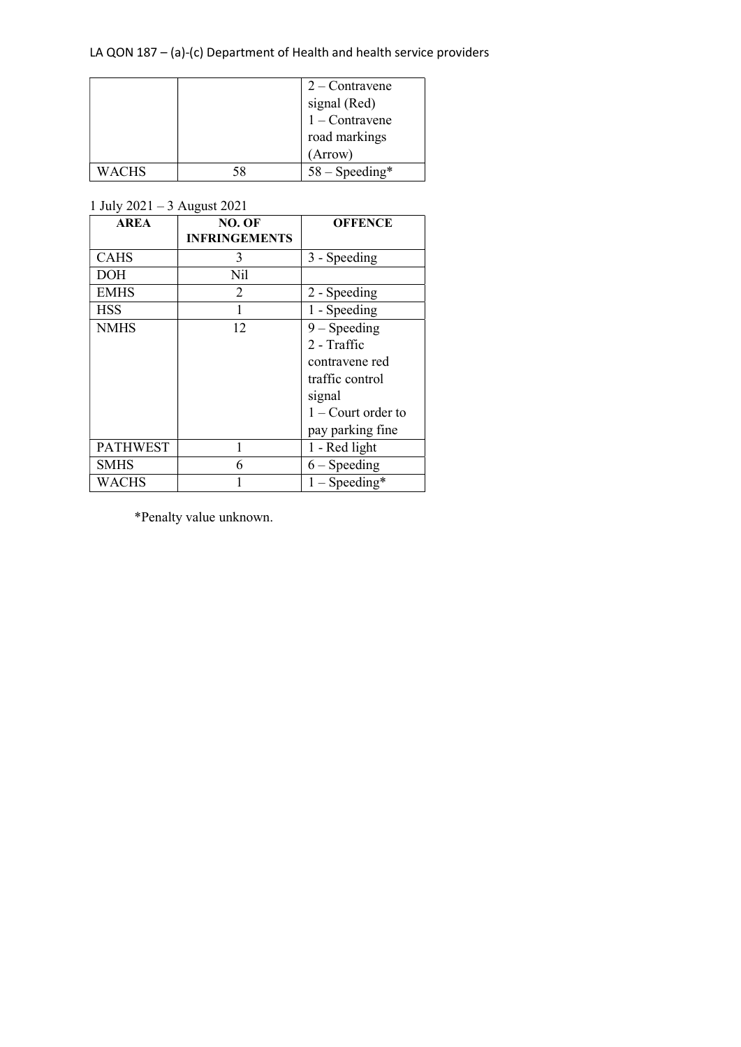| | | 2 – Contravene signal (Red)<br>1 – Contravene road markings (Arrow) |
|---|---|---|
| WACHS | 58 | 58 – Speeding* |

1 July 2021 – 3 August 2021

| AREA | NO. OF INFRINGEMENTS | OFFENCE |
|---|---|---|
| CAHS | 3 | 3 - Speeding |
| DOH | Nil | |
| EMHS | 2 | 2 - Speeding |
| HSS | 1 | 1 - Speeding |
| NMHS | 12 | 9 – Speeding<br>2 - Traffic contravene red traffic control signal<br>1 – Court order to pay parking fine |
| PATHWEST | 1 | 1 - Red light |
| SMHS | 6 | 6 – Speeding |
| WACHS | 1 | 1 – Speeding* |

*Penalty value unknown.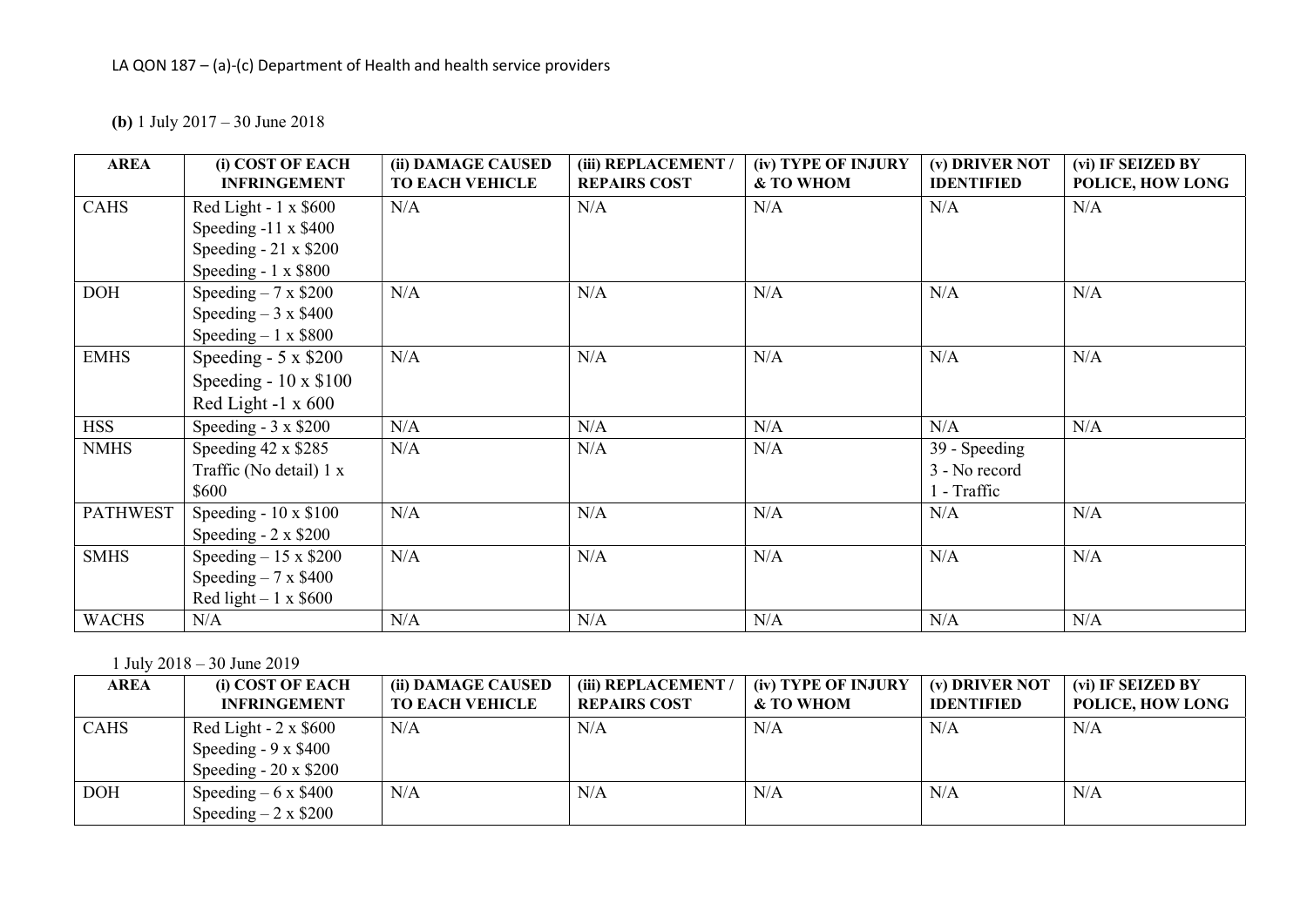LA QON 187 – (a)-(c) Department of Health and health service providers

**(b)** 1 July 2017 – 30 June 2018

| AREA | (i) COST OF EACH INFRINGEMENT | (ii) DAMAGE CAUSED TO EACH VEHICLE | (iii) REPLACEMENT / REPAIRS COST | (iv) TYPE OF INJURY & TO WHOM | (v) DRIVER NOT IDENTIFIED | (vi) IF SEIZED BY POLICE, HOW LONG |
|---|---|---|---|---|---|---|
| CAHS | Red Light - 1 x $600<br>Speeding -11 x $400<br>Speeding - 21 x $200<br>Speeding - 1 x $800 | N/A | N/A | N/A | N/A | N/A |
| DOH | Speeding – 7 x $200<br>Speeding – 3 x $400<br>Speeding – 1 x $800 | N/A | N/A | N/A | N/A | N/A |
| EMHS | Speeding - 5 x $200<br>Speeding - 10 x $100<br>Red Light -1 x 600 | N/A | N/A | N/A | N/A | N/A |
| HSS | Speeding - 3 x $200 | N/A | N/A | N/A | N/A | N/A |
| NMHS | Speeding 42 x $285<br>Traffic (No detail) 1 x $600 | N/A | N/A | N/A | 39 - Speeding<br>3 - No record<br>1 - Traffic | |
| PATHWEST | Speeding - 10 x $100<br>Speeding - 2 x $200 | N/A | N/A | N/A | N/A | N/A |
| SMHS | Speeding – 15 x $200<br>Speeding – 7 x $400<br>Red light – 1 x $600 | N/A | N/A | N/A | N/A | N/A |
| WACHS | N/A | N/A | N/A | N/A | N/A | N/A |

1 July 2018 – 30 June 2019

| AREA | (i) COST OF EACH INFRINGEMENT | (ii) DAMAGE CAUSED TO EACH VEHICLE | (iii) REPLACEMENT / REPAIRS COST | (iv) TYPE OF INJURY & TO WHOM | (v) DRIVER NOT IDENTIFIED | (vi) IF SEIZED BY POLICE, HOW LONG |
|---|---|---|---|---|---|---|
| CAHS | Red Light - 2 x $600<br>Speeding - 9 x $400<br>Speeding - 20 x $200 | N/A | N/A | N/A | N/A | N/A |
| DOH | Speeding – 6 x $400<br>Speeding – 2 x $200 | N/A | N/A | N/A | N/A | N/A |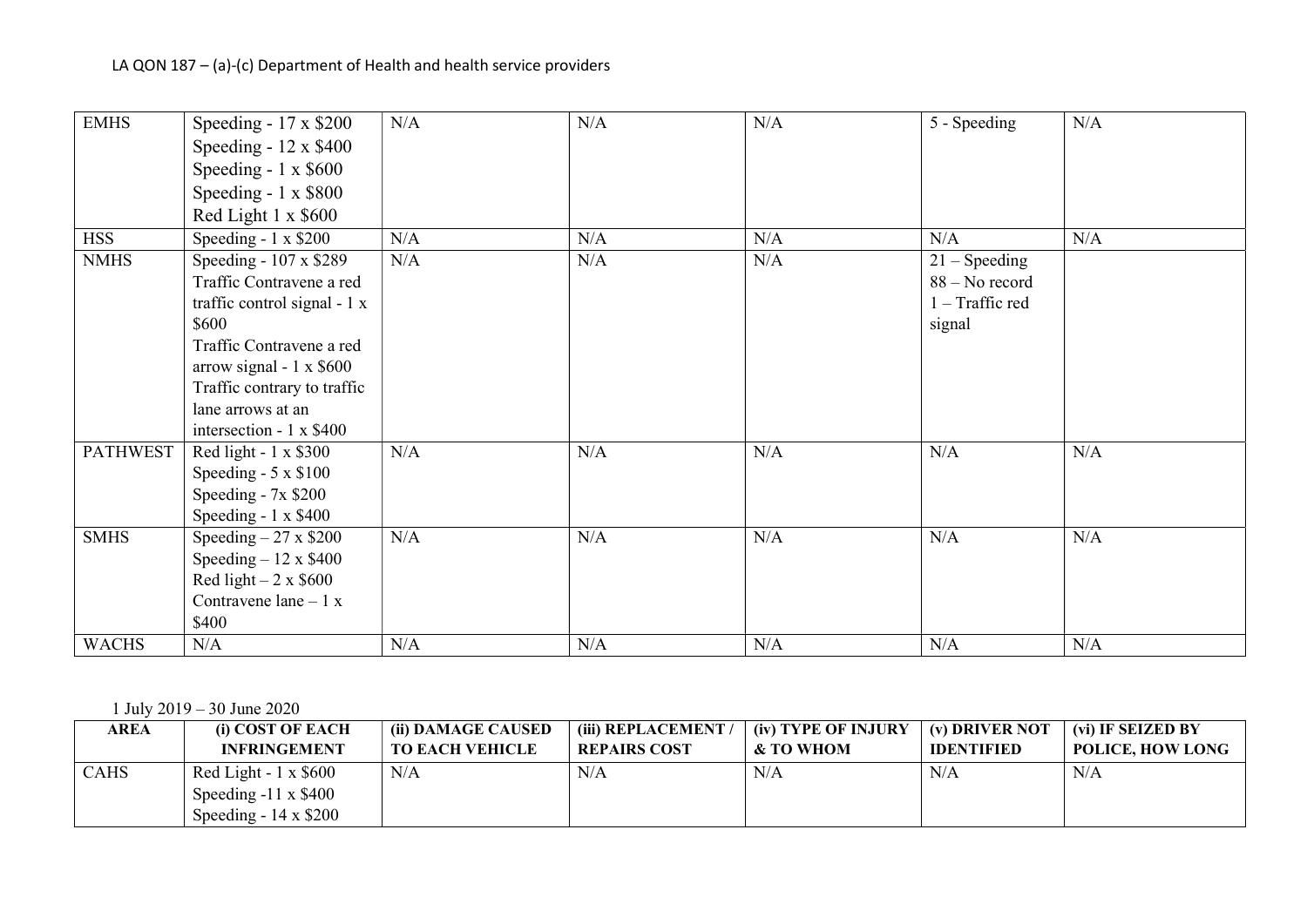| EMHS | Speeding - 17 x $200<br>Speeding - 12 x $400<br>Speeding - 1 x $600<br>Speeding - 1 x $800<br>Red Light 1 x $600 | N/A | N/A | N/A | 5 - Speeding | N/A |
|---|---|---|---|---|---|---|
| HSS | Speeding - 1 x $200 | N/A | N/A | N/A | N/A | N/A |
| NMHS | Speeding - 107 x $289<br>Traffic Contravene a red traffic control signal - 1 x $600<br>Traffic Contravene a red arrow signal - 1 x $600<br>Traffic contrary to traffic lane arrows at an intersection - 1 x $400 | N/A | N/A | N/A | 21 – Speeding<br>88 – No record<br>1 – Traffic red signal | |
| PATHWEST | Red light - 1 x $300<br>Speeding - 5 x $100<br>Speeding - 7x $200<br>Speeding - 1 x $400 | N/A | N/A | N/A | N/A | N/A |
| SMHS | Speeding – 27 x $200<br>Speeding – 12 x $400<br>Red light – 2 x $600<br>Contravene lane – 1 x $400 | N/A | N/A | N/A | N/A | N/A |
| WACHS | N/A | N/A | N/A | N/A | N/A | N/A |

1 July 2019 – 30 June 2020

| AREA | (i) COST OF EACH INFRINGEMENT | (ii) DAMAGE CAUSED TO EACH VEHICLE | (iii) REPLACEMENT / REPAIRS COST | (iv) TYPE OF INJURY & TO WHOM | (v) DRIVER NOT IDENTIFIED | (vi) IF SEIZED BY POLICE, HOW LONG |
|---|---|---|---|---|---|---|
| CAHS | Red Light - 1 x $600<br>Speeding -11 x $400<br>Speeding - 14 x $200 | N/A | N/A | N/A | N/A | N/A |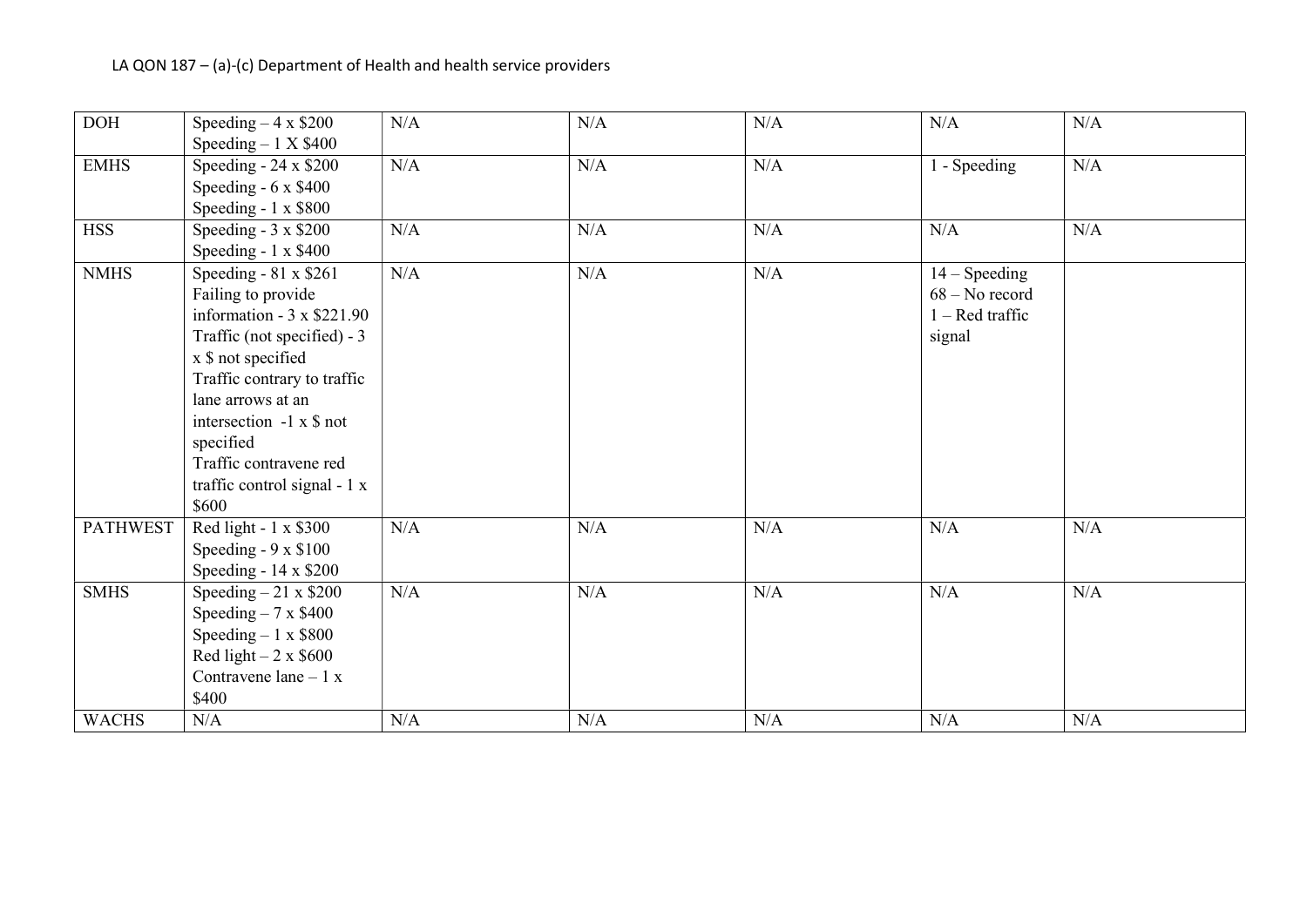LA QON 187 – (a)-(c) Department of Health and health service providers

| | | | | | | |
|---|---|---|---|---|---|---|
| DOH | Speeding – 4 x $200<br>Speeding – 1 X $400 | N/A | N/A | N/A | N/A | N/A |
| EMHS | Speeding - 24 x $200<br>Speeding - 6 x $400<br>Speeding - 1 x $800 | N/A | N/A | N/A | 1 - Speeding | N/A |
| HSS | Speeding - 3 x $200<br>Speeding - 1 x $400 | N/A | N/A | N/A | N/A | N/A |
| NMHS | Speeding - 81 x $261<br>Failing to provide information - 3 x $221.90<br>Traffic (not specified) - 3 x $ not specified<br>Traffic contrary to traffic lane arrows at an intersection -1 x $ not specified<br>Traffic contravene red traffic control signal - 1 x $600 | N/A | N/A | N/A | 14 – Speeding<br>68 – No record<br>1 – Red traffic signal | |
| PATHWEST | Red light - 1 x $300<br>Speeding - 9 x $100<br>Speeding - 14 x $200 | N/A | N/A | N/A | N/A | N/A |
| SMHS | Speeding – 21 x $200<br>Speeding – 7 x $400<br>Speeding – 1 x $800<br>Red light – 2 x $600<br>Contravene lane – 1 x $400 | N/A | N/A | N/A | N/A | N/A |
| WACHS | N/A | N/A | N/A | N/A | N/A | N/A |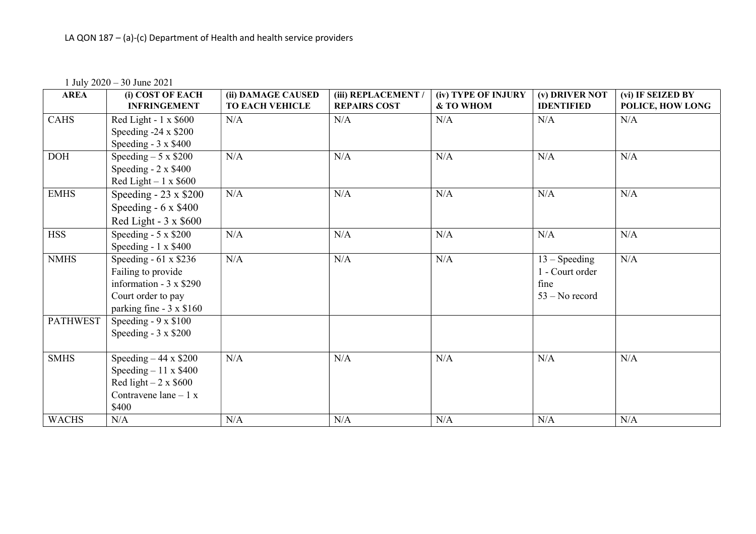LA QON 187 – (a)-(c) Department of Health and health service providers

1 July 2020 – 30 June 2021

| AREA | (i) COST OF EACH INFRINGEMENT | (ii) DAMAGE CAUSED TO EACH VEHICLE | (iii) REPLACEMENT / REPAIRS COST | (iv) TYPE OF INJURY & TO WHOM | (v) DRIVER NOT IDENTIFIED | (vi) IF SEIZED BY POLICE, HOW LONG |
|---|---|---|---|---|---|---|
| CAHS | Red Light - 1 x $600<br>Speeding -24 x $200<br>Speeding - 3 x $400 | N/A | N/A | N/A | N/A | N/A |
| DOH | Speeding – 5 x $200<br>Speeding - 2 x $400<br>Red Light – 1 x $600 | N/A | N/A | N/A | N/A | N/A |
| EMHS | Speeding - 23 x $200<br>Speeding - 6 x $400<br>Red Light - 3 x $600 | N/A | N/A | N/A | N/A | N/A |
| HSS | Speeding - 5 x $200<br>Speeding - 1 x $400 | N/A | N/A | N/A | N/A | N/A |
| NMHS | Speeding - 61 x $236<br>Failing to provide information - 3 x $290<br>Court order to pay parking fine - 3 x $160 | N/A | N/A | N/A | 13 – Speeding<br>1 - Court order fine<br>53 – No record | N/A |
| PATHWEST | Speeding - 9 x $100<br>Speeding - 3 x $200 | | | | | |
| SMHS | Speeding – 44 x $200<br>Speeding – 11 x $400<br>Red light – 2 x $600<br>Contravene lane – 1 x $400 | N/A | N/A | N/A | N/A | N/A |
| WACHS | N/A | N/A | N/A | N/A | N/A | N/A |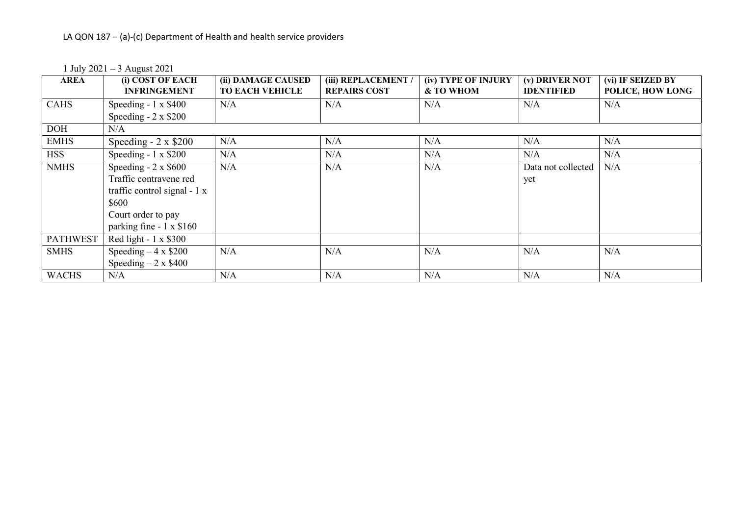LA QON 187 – (a)-(c) Department of Health and health service providers

1 July 2021 – 3 August 2021

| AREA | (i) COST OF EACH INFRINGEMENT | (ii) DAMAGE CAUSED TO EACH VEHICLE | (iii) REPLACEMENT / REPAIRS COST | (iv) TYPE OF INJURY & TO WHOM | (v) DRIVER NOT IDENTIFIED | (vi) IF SEIZED BY POLICE, HOW LONG |
|---|---|---|---|---|---|---|
| CAHS | Speeding - 1 x $400<br>Speeding - 2 x $200 | N/A | N/A | N/A | N/A | N/A |
| DOH | N/A | | | | | |
| EMHS | Speeding - 2 x $200 | N/A | N/A | N/A | N/A | N/A |
| HSS | Speeding - 1 x $200 | N/A | N/A | N/A | N/A | N/A |
| NMHS | Speeding - 2 x $600<br>Traffic contravene red traffic control signal - 1 x $600<br>Court order to pay parking fine - 1 x $160 | N/A | N/A | N/A | Data not collected yet | N/A |
| PATHWEST | Red light - 1 x $300 | | | | | |
| SMHS | Speeding – 4 x $200<br>Speeding – 2 x $400 | N/A | N/A | N/A | N/A | N/A |
| WACHS | N/A | N/A | N/A | N/A | N/A | N/A |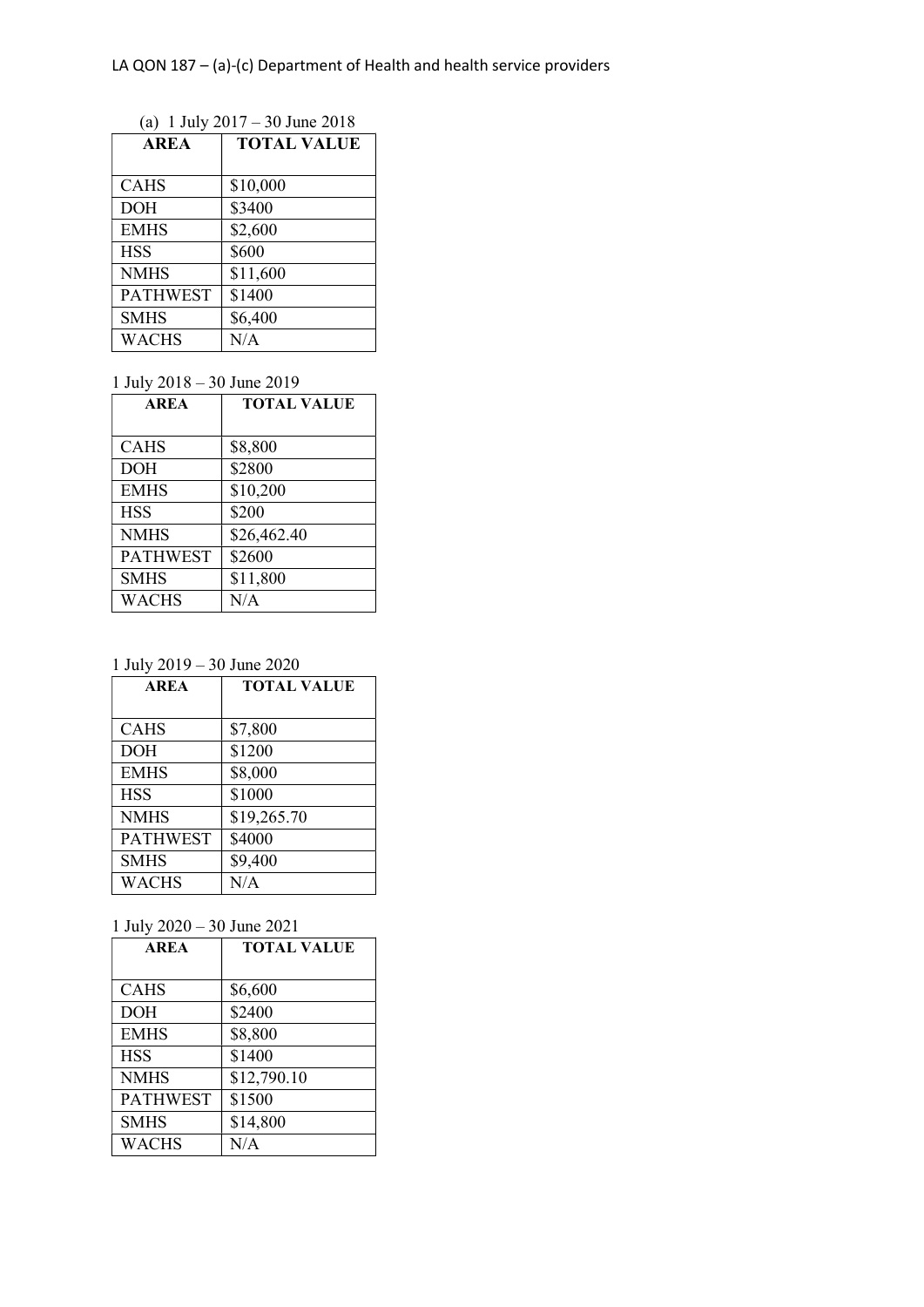LA QON 187 – (a)-(c) Department of Health and health service providers

(a) 1 July 2017 – 30 June 2018

| AREA | TOTAL VALUE |
|---|---|
| CAHS | $10,000 |
| DOH | $3400 |
| EMHS | $2,600 |
| HSS | $600 |
| NMHS | $11,600 |
| PATHWEST | $1400 |
| SMHS | $6,400 |
| WACHS | N/A |

1 July 2018 – 30 June 2019

| AREA | TOTAL VALUE |
|---|---|
| CAHS | $8,800 |
| DOH | $2800 |
| EMHS | $10,200 |
| HSS | $200 |
| NMHS | $26,462.40 |
| PATHWEST | $2600 |
| SMHS | $11,800 |
| WACHS | N/A |

1 July 2019 – 30 June 2020

| AREA | TOTAL VALUE |
|---|---|
| CAHS | $7,800 |
| DOH | $1200 |
| EMHS | $8,000 |
| HSS | $1000 |
| NMHS | $19,265.70 |
| PATHWEST | $4000 |
| SMHS | $9,400 |
| WACHS | N/A |

1 July 2020 – 30 June 2021

| AREA | TOTAL VALUE |
|---|---|
| CAHS | $6,600 |
| DOH | $2400 |
| EMHS | $8,800 |
| HSS | $1400 |
| NMHS | $12,790.10 |
| PATHWEST | $1500 |
| SMHS | $14,800 |
| WACHS | N/A |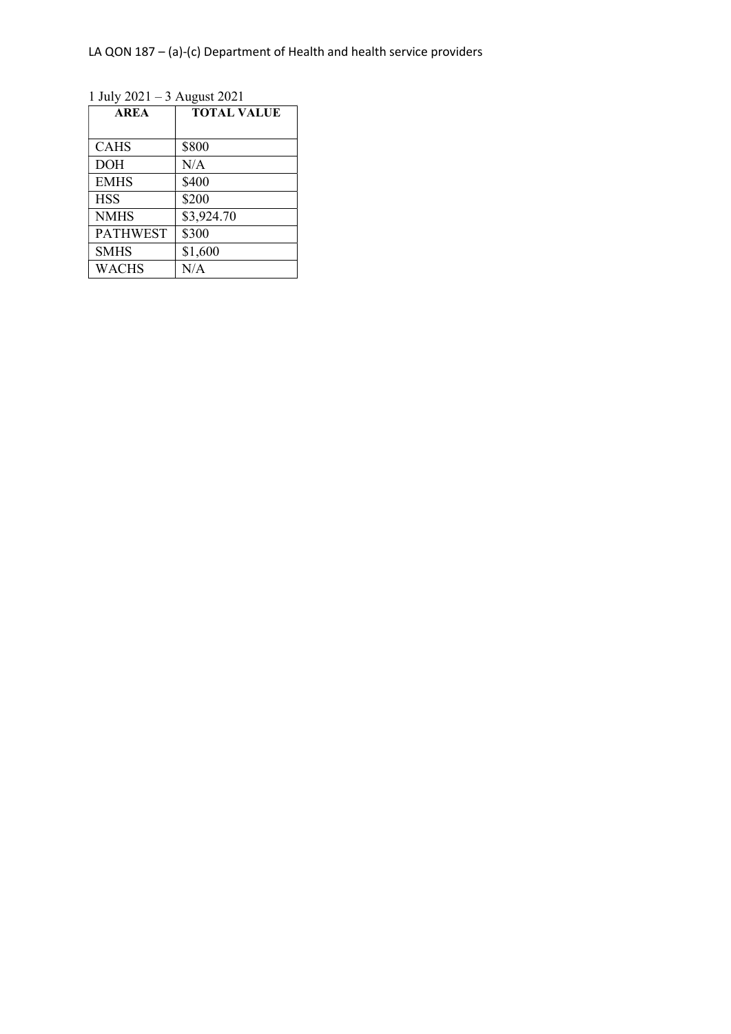LA QON 187 – (a)-(c) Department of Health and health service providers

1 July 2021 – 3 August 2021

| AREA | TOTAL VALUE |
| --- | --- |
| CAHS | $800 |
| DOH | N/A |
| EMHS | $400 |
| HSS | $200 |
| NMHS | $3,924.70 |
| PATHWEST | $300 |
| SMHS | $1,600 |
| WACHS | N/A |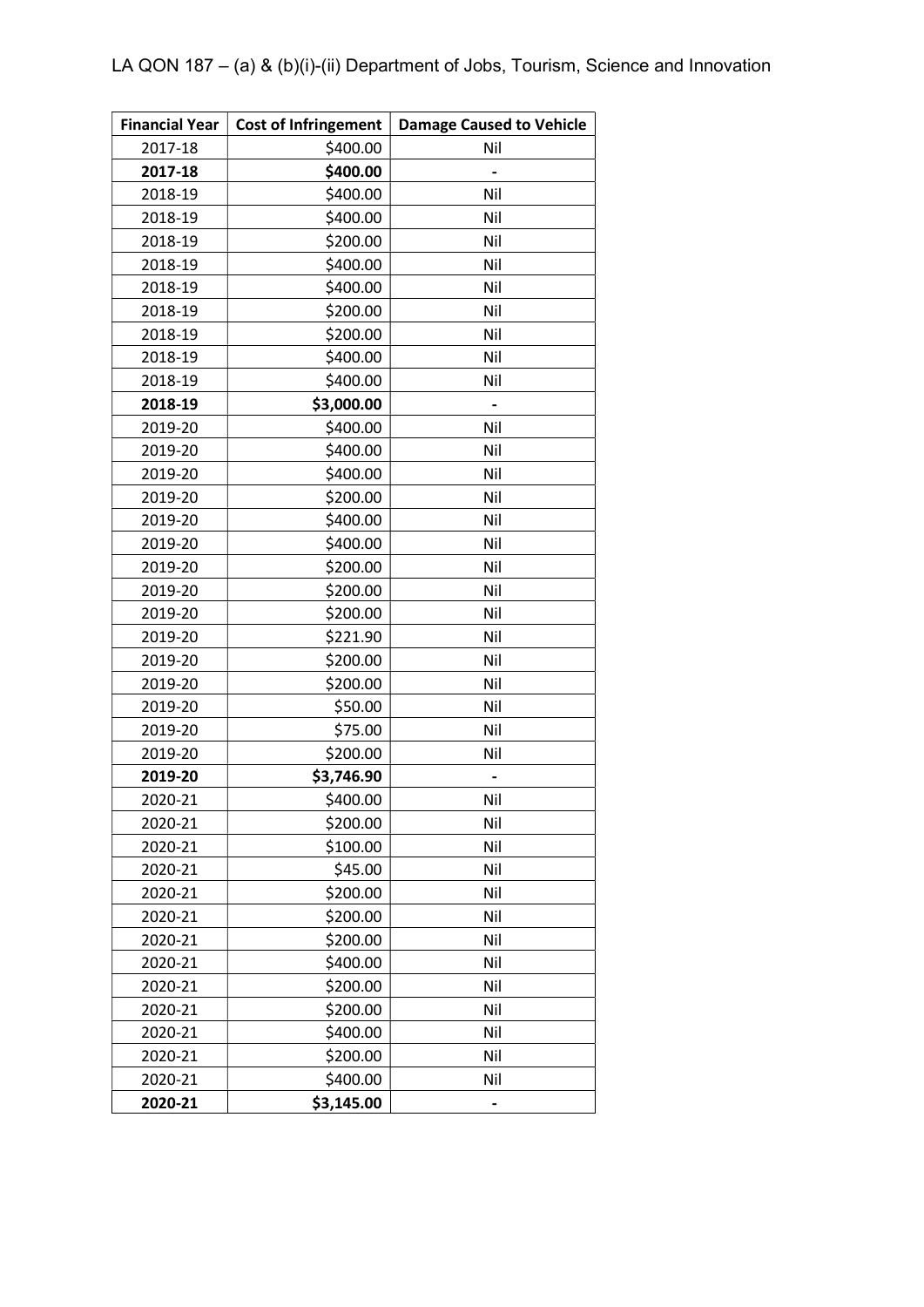LA QON 187 – (a) & (b)(i)-(ii) Department of Jobs, Tourism, Science and Innovation

| Financial Year | Cost of Infringement | Damage Caused to Vehicle |
|---|---|---|
| 2017-18 | $400.00 | Nil |
| **2017-18** | **$400.00** | - |
| 2018-19 | $400.00 | Nil |
| 2018-19 | $400.00 | Nil |
| 2018-19 | $200.00 | Nil |
| 2018-19 | $400.00 | Nil |
| 2018-19 | $400.00 | Nil |
| 2018-19 | $200.00 | Nil |
| 2018-19 | $200.00 | Nil |
| 2018-19 | $400.00 | Nil |
| 2018-19 | $400.00 | Nil |
| **2018-19** | **$3,000.00** | - |
| 2019-20 | $400.00 | Nil |
| 2019-20 | $400.00 | Nil |
| 2019-20 | $400.00 | Nil |
| 2019-20 | $200.00 | Nil |
| 2019-20 | $400.00 | Nil |
| 2019-20 | $400.00 | Nil |
| 2019-20 | $200.00 | Nil |
| 2019-20 | $200.00 | Nil |
| 2019-20 | $200.00 | Nil |
| 2019-20 | $221.90 | Nil |
| 2019-20 | $200.00 | Nil |
| 2019-20 | $200.00 | Nil |
| 2019-20 | $50.00 | Nil |
| 2019-20 | $75.00 | Nil |
| 2019-20 | $200.00 | Nil |
| **2019-20** | **$3,746.90** | - |
| 2020-21 | $400.00 | Nil |
| 2020-21 | $200.00 | Nil |
| 2020-21 | $100.00 | Nil |
| 2020-21 | $45.00 | Nil |
| 2020-21 | $200.00 | Nil |
| 2020-21 | $200.00 | Nil |
| 2020-21 | $200.00 | Nil |
| 2020-21 | $400.00 | Nil |
| 2020-21 | $200.00 | Nil |
| 2020-21 | $200.00 | Nil |
| 2020-21 | $400.00 | Nil |
| 2020-21 | $200.00 | Nil |
| 2020-21 | $400.00 | Nil |
| **2020-21** | **$3,145.00** | - |